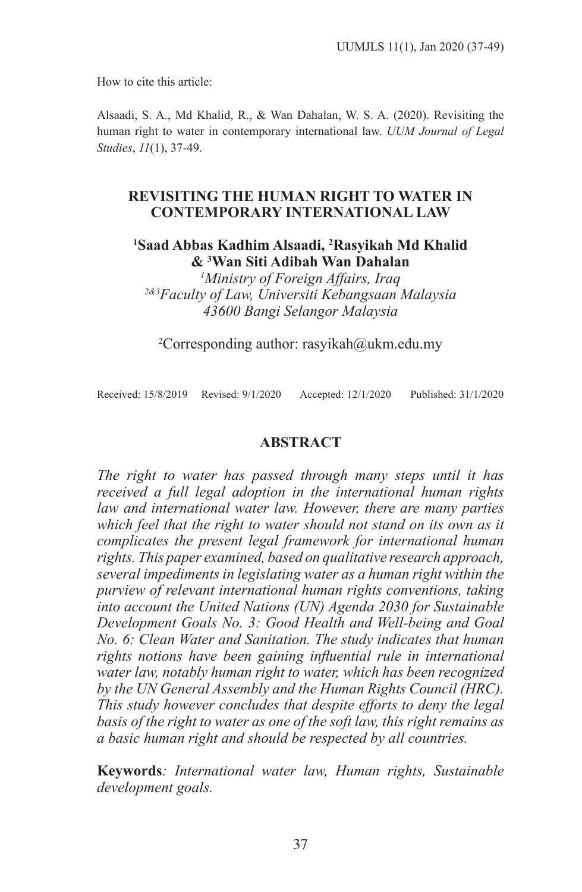How to cite this article:

Alsaadi, S. A., Md Khalid, R., & Wan Dahalan, W. S. A. (2020). Revisiting the human right to water in contemporary international law. *UUM Journal of Legal Studies*, *11*(1), 37-49.

# REVISITING THE HUMAN RIGHT TO WATER IN CONTEMPORARY INTERNATIONAL LAW

**[1]Saad Abbas Kadhim Alsaadi, [2]Rasyikah Md Khalid & [3]Wan Siti Adibah Wan Dahalan**

*[1]Ministry of Foreign Affairs, Iraq*
*[2&3]Faculty of Law, Universiti Kebangsaan Malaysia*
*43600 Bangi Selangor Malaysia*

[2]Corresponding author: rasyikah@ukm.edu.my

Received: 15/8/2019 Revised: 9/1/2020 Accepted: 12/1/2020 Published: 31/1/2020

## ABSTRACT

*The right to water has passed through many steps until it has received a full legal adoption in the international human rights law and international water law. However, there are many parties which feel that the right to water should not stand on its own as it complicates the present legal framework for international human rights. This paper examined, based on qualitative research approach, several impediments in legislating water as a human right within the purview of relevant international human rights conventions, taking into account the United Nations (UN) Agenda 2030 for Sustainable Development Goals No. 3: Good Health and Well-being and Goal No. 6: Clean Water and Sanitation. The study indicates that human rights notions have been gaining influential rule in international water law, notably human right to water, which has been recognized by the UN General Assembly and the Human Rights Council (HRC). This study however concludes that despite efforts to deny the legal basis of the right to water as one of the soft law, this right remains as a basic human right and should be respected by all countries.*

**Keywords***: International water law, Human rights, Sustainable development goals.*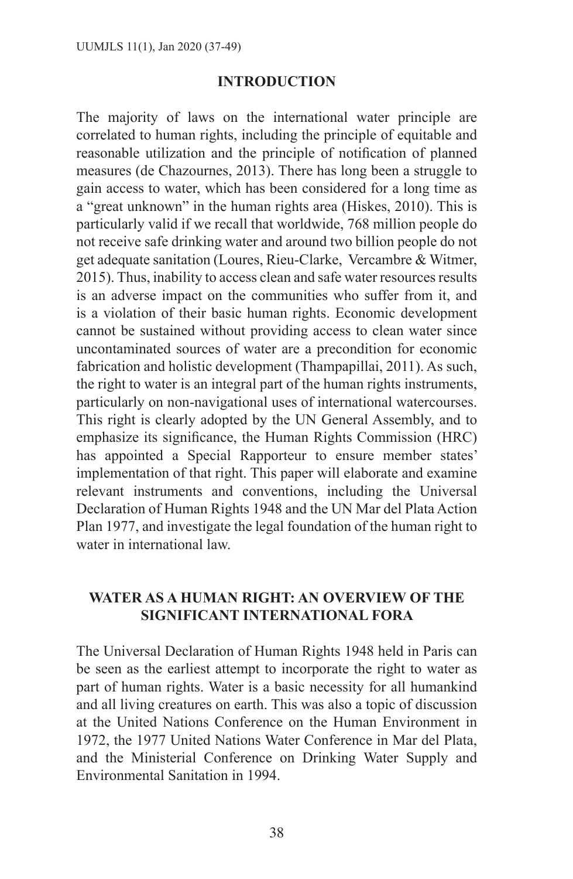## INTRODUCTION

The majority of laws on the international water principle are correlated to human rights, including the principle of equitable and reasonable utilization and the principle of notification of planned measures (de Chazournes, 2013). There has long been a struggle to gain access to water, which has been considered for a long time as a "great unknown" in the human rights area (Hiskes, 2010). This is particularly valid if we recall that worldwide, 768 million people do not receive safe drinking water and around two billion people do not get adequate sanitation (Loures, Rieu-Clarke, Vercambre & Witmer, 2015). Thus, inability to access clean and safe water resources results is an adverse impact on the communities who suffer from it, and is a violation of their basic human rights. Economic development cannot be sustained without providing access to clean water since uncontaminated sources of water are a precondition for economic fabrication and holistic development (Thampapillai, 2011). As such, the right to water is an integral part of the human rights instruments, particularly on non-navigational uses of international watercourses. This right is clearly adopted by the UN General Assembly, and to emphasize its significance, the Human Rights Commission (HRC) has appointed a Special Rapporteur to ensure member states' implementation of that right. This paper will elaborate and examine relevant instruments and conventions, including the Universal Declaration of Human Rights 1948 and the UN Mar del Plata Action Plan 1977, and investigate the legal foundation of the human right to water in international law.

## WATER AS A HUMAN RIGHT: AN OVERVIEW OF THE SIGNIFICANT INTERNATIONAL FORA

The Universal Declaration of Human Rights 1948 held in Paris can be seen as the earliest attempt to incorporate the right to water as part of human rights. Water is a basic necessity for all humankind and all living creatures on earth. This was also a topic of discussion at the United Nations Conference on the Human Environment in 1972, the 1977 United Nations Water Conference in Mar del Plata, and the Ministerial Conference on Drinking Water Supply and Environmental Sanitation in 1994.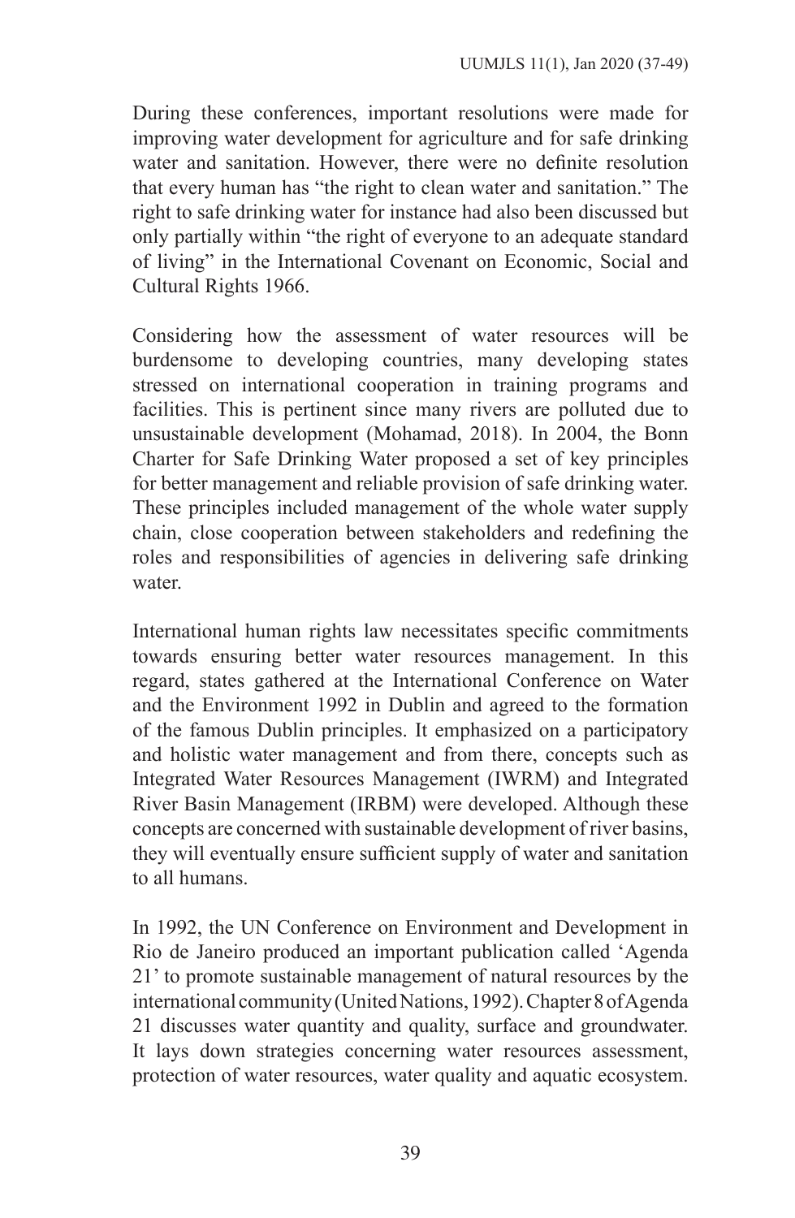During these conferences, important resolutions were made for improving water development for agriculture and for safe drinking water and sanitation. However, there were no definite resolution that every human has "the right to clean water and sanitation." The right to safe drinking water for instance had also been discussed but only partially within "the right of everyone to an adequate standard of living" in the International Covenant on Economic, Social and Cultural Rights 1966.

Considering how the assessment of water resources will be burdensome to developing countries, many developing states stressed on international cooperation in training programs and facilities. This is pertinent since many rivers are polluted due to unsustainable development (Mohamad, 2018). In 2004, the Bonn Charter for Safe Drinking Water proposed a set of key principles for better management and reliable provision of safe drinking water. These principles included management of the whole water supply chain, close cooperation between stakeholders and redefining the roles and responsibilities of agencies in delivering safe drinking water.

International human rights law necessitates specific commitments towards ensuring better water resources management. In this regard, states gathered at the International Conference on Water and the Environment 1992 in Dublin and agreed to the formation of the famous Dublin principles. It emphasized on a participatory and holistic water management and from there, concepts such as Integrated Water Resources Management (IWRM) and Integrated River Basin Management (IRBM) were developed. Although these concepts are concerned with sustainable development of river basins, they will eventually ensure sufficient supply of water and sanitation to all humans.

In 1992, the UN Conference on Environment and Development in Rio de Janeiro produced an important publication called 'Agenda 21' to promote sustainable management of natural resources by the international community (United Nations, 1992). Chapter 8 of Agenda 21 discusses water quantity and quality, surface and groundwater. It lays down strategies concerning water resources assessment, protection of water resources, water quality and aquatic ecosystem.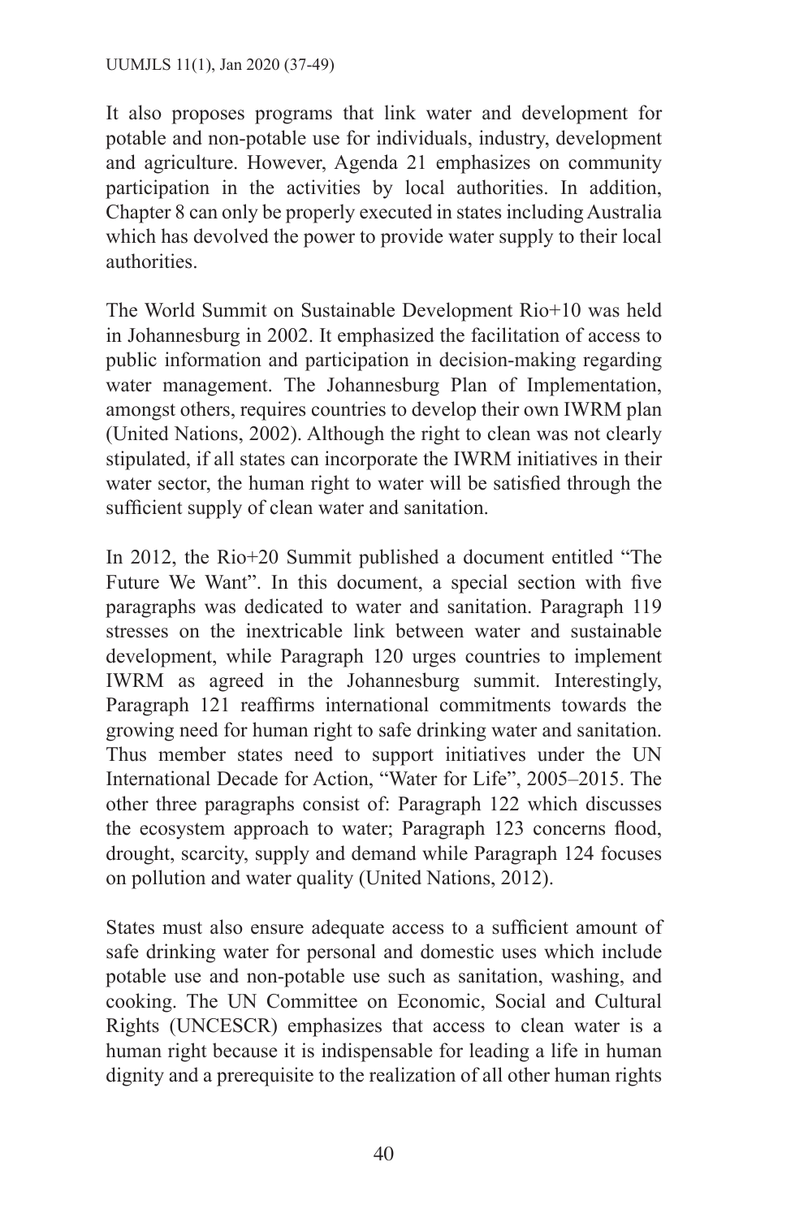It also proposes programs that link water and development for potable and non-potable use for individuals, industry, development and agriculture. However, Agenda 21 emphasizes on community participation in the activities by local authorities. In addition, Chapter 8 can only be properly executed in states including Australia which has devolved the power to provide water supply to their local authorities.

The World Summit on Sustainable Development Rio+10 was held in Johannesburg in 2002. It emphasized the facilitation of access to public information and participation in decision-making regarding water management. The Johannesburg Plan of Implementation, amongst others, requires countries to develop their own IWRM plan (United Nations, 2002). Although the right to clean was not clearly stipulated, if all states can incorporate the IWRM initiatives in their water sector, the human right to water will be satisfied through the sufficient supply of clean water and sanitation.

In 2012, the Rio+20 Summit published a document entitled "The Future We Want". In this document, a special section with five paragraphs was dedicated to water and sanitation. Paragraph 119 stresses on the inextricable link between water and sustainable development, while Paragraph 120 urges countries to implement IWRM as agreed in the Johannesburg summit. Interestingly, Paragraph 121 reaffirms international commitments towards the growing need for human right to safe drinking water and sanitation. Thus member states need to support initiatives under the UN International Decade for Action, "Water for Life", 2005–2015. The other three paragraphs consist of: Paragraph 122 which discusses the ecosystem approach to water; Paragraph 123 concerns flood, drought, scarcity, supply and demand while Paragraph 124 focuses on pollution and water quality (United Nations, 2012).

States must also ensure adequate access to a sufficient amount of safe drinking water for personal and domestic uses which include potable use and non-potable use such as sanitation, washing, and cooking. The UN Committee on Economic, Social and Cultural Rights (UNCESCR) emphasizes that access to clean water is a human right because it is indispensable for leading a life in human dignity and a prerequisite to the realization of all other human rights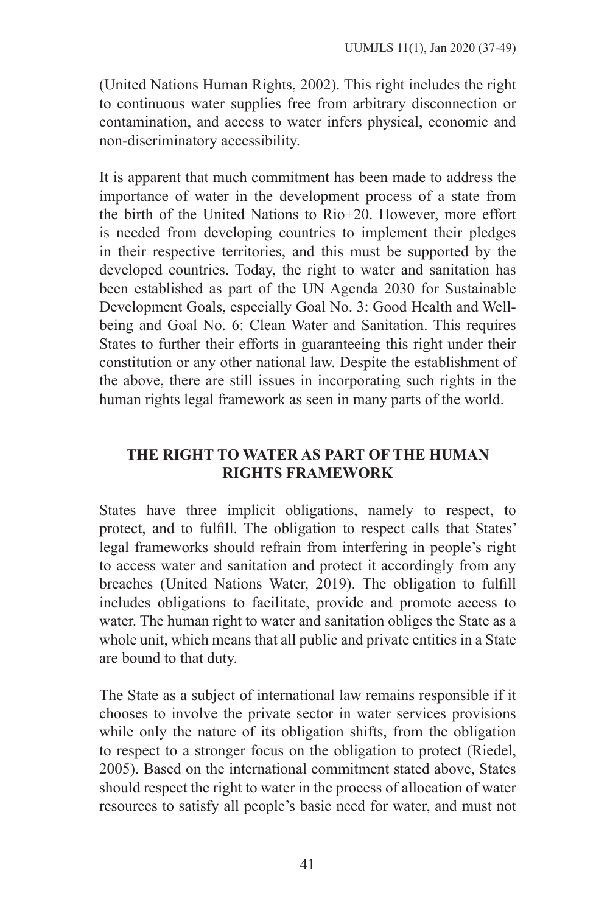(United Nations Human Rights, 2002). This right includes the right to continuous water supplies free from arbitrary disconnection or contamination, and access to water infers physical, economic and non-discriminatory accessibility.

It is apparent that much commitment has been made to address the importance of water in the development process of a state from the birth of the United Nations to Rio+20. However, more effort is needed from developing countries to implement their pledges in their respective territories, and this must be supported by the developed countries. Today, the right to water and sanitation has been established as part of the UN Agenda 2030 for Sustainable Development Goals, especially Goal No. 3: Good Health and Well-being and Goal No. 6: Clean Water and Sanitation. This requires States to further their efforts in guaranteeing this right under their constitution or any other national law. Despite the establishment of the above, there are still issues in incorporating such rights in the human rights legal framework as seen in many parts of the world.

## THE RIGHT TO WATER AS PART OF THE HUMAN RIGHTS FRAMEWORK

States have three implicit obligations, namely to respect, to protect, and to fulfill. The obligation to respect calls that States' legal frameworks should refrain from interfering in people's right to access water and sanitation and protect it accordingly from any breaches (United Nations Water, 2019). The obligation to fulfill includes obligations to facilitate, provide and promote access to water. The human right to water and sanitation obliges the State as a whole unit, which means that all public and private entities in a State are bound to that duty.

The State as a subject of international law remains responsible if it chooses to involve the private sector in water services provisions while only the nature of its obligation shifts, from the obligation to respect to a stronger focus on the obligation to protect (Riedel, 2005). Based on the international commitment stated above, States should respect the right to water in the process of allocation of water resources to satisfy all people's basic need for water, and must not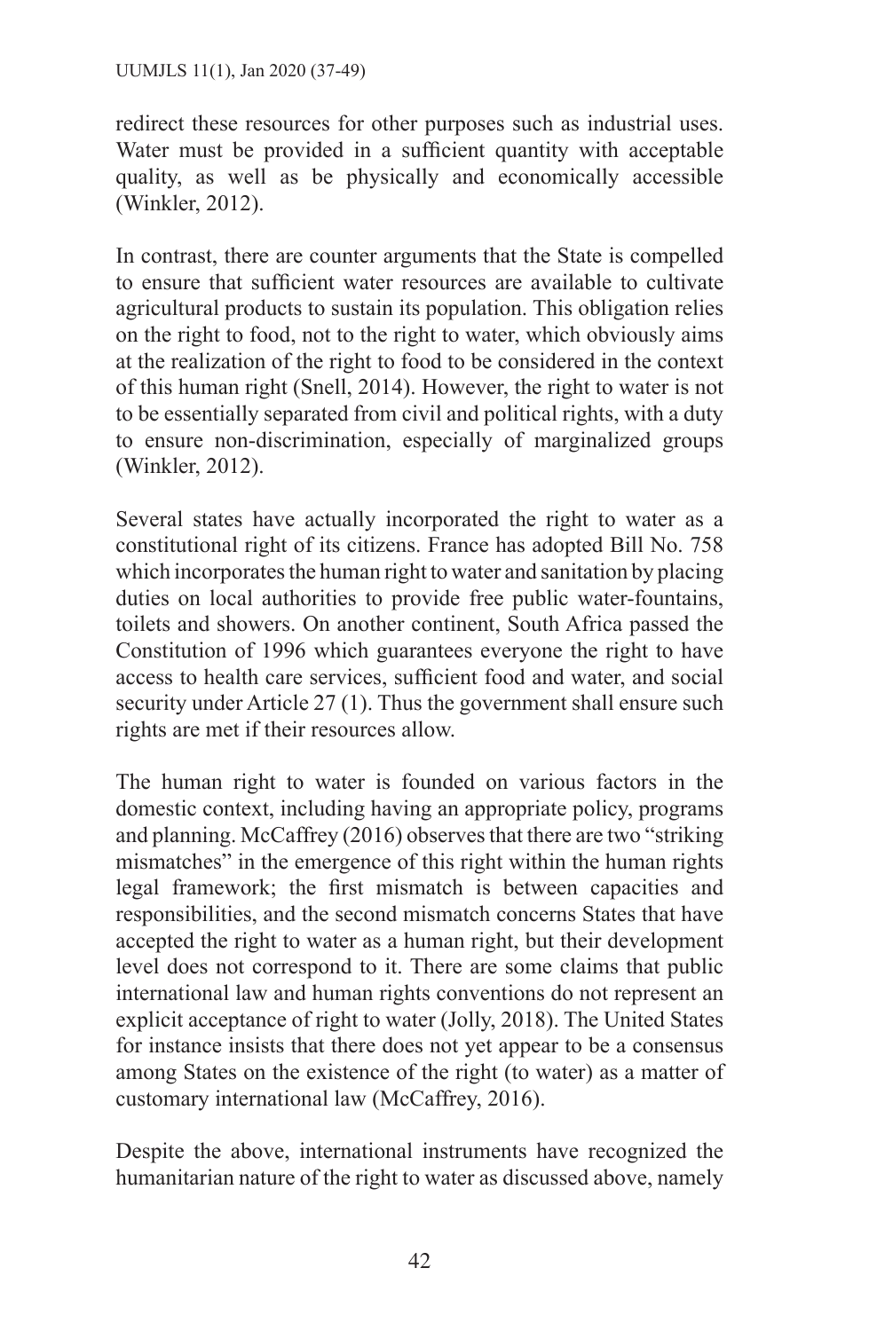redirect these resources for other purposes such as industrial uses. Water must be provided in a sufficient quantity with acceptable quality, as well as be physically and economically accessible (Winkler, 2012).

In contrast, there are counter arguments that the State is compelled to ensure that sufficient water resources are available to cultivate agricultural products to sustain its population. This obligation relies on the right to food, not to the right to water, which obviously aims at the realization of the right to food to be considered in the context of this human right (Snell, 2014). However, the right to water is not to be essentially separated from civil and political rights, with a duty to ensure non-discrimination, especially of marginalized groups (Winkler, 2012).

Several states have actually incorporated the right to water as a constitutional right of its citizens. France has adopted Bill No. 758 which incorporates the human right to water and sanitation by placing duties on local authorities to provide free public water-fountains, toilets and showers. On another continent, South Africa passed the Constitution of 1996 which guarantees everyone the right to have access to health care services, sufficient food and water, and social security under Article 27 (1). Thus the government shall ensure such rights are met if their resources allow.

The human right to water is founded on various factors in the domestic context, including having an appropriate policy, programs and planning. McCaffrey (2016) observes that there are two "striking mismatches" in the emergence of this right within the human rights legal framework; the first mismatch is between capacities and responsibilities, and the second mismatch concerns States that have accepted the right to water as a human right, but their development level does not correspond to it. There are some claims that public international law and human rights conventions do not represent an explicit acceptance of right to water (Jolly, 2018). The United States for instance insists that there does not yet appear to be a consensus among States on the existence of the right (to water) as a matter of customary international law (McCaffrey, 2016).

Despite the above, international instruments have recognized the humanitarian nature of the right to water as discussed above, namely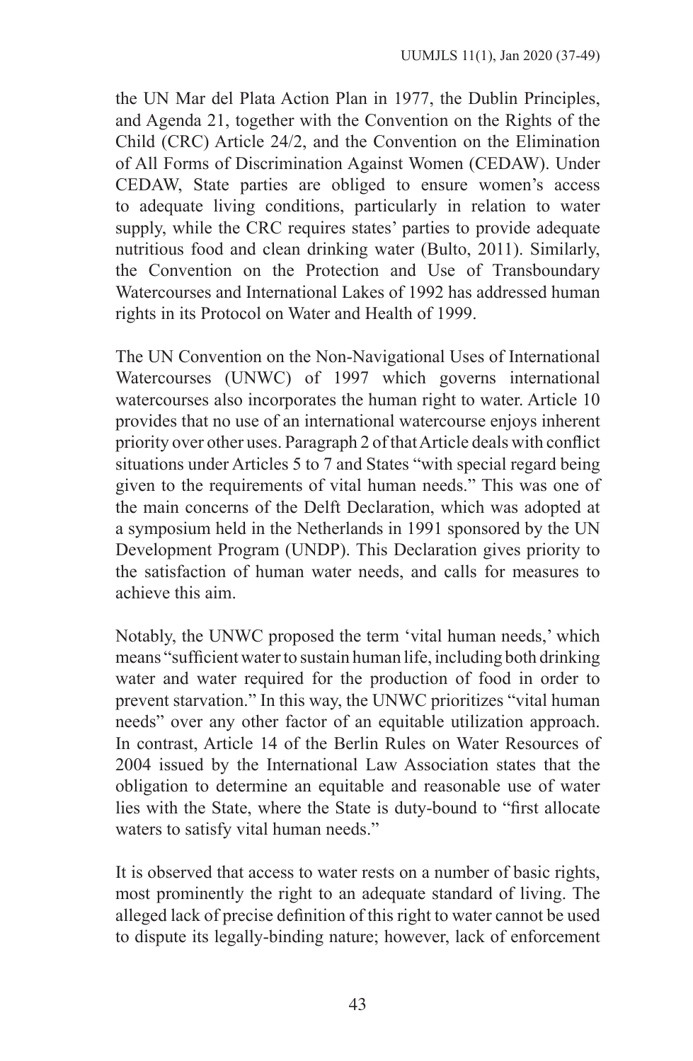the UN Mar del Plata Action Plan in 1977, the Dublin Principles, and Agenda 21, together with the Convention on the Rights of the Child (CRC) Article 24/2, and the Convention on the Elimination of All Forms of Discrimination Against Women (CEDAW). Under CEDAW, State parties are obliged to ensure women's access to adequate living conditions, particularly in relation to water supply, while the CRC requires states' parties to provide adequate nutritious food and clean drinking water (Bulto, 2011). Similarly, the Convention on the Protection and Use of Transboundary Watercourses and International Lakes of 1992 has addressed human rights in its Protocol on Water and Health of 1999.

The UN Convention on the Non-Navigational Uses of International Watercourses (UNWC) of 1997 which governs international watercourses also incorporates the human right to water. Article 10 provides that no use of an international watercourse enjoys inherent priority over other uses. Paragraph 2 of that Article deals with conflict situations under Articles 5 to 7 and States "with special regard being given to the requirements of vital human needs." This was one of the main concerns of the Delft Declaration, which was adopted at a symposium held in the Netherlands in 1991 sponsored by the UN Development Program (UNDP). This Declaration gives priority to the satisfaction of human water needs, and calls for measures to achieve this aim.

Notably, the UNWC proposed the term 'vital human needs,' which means "sufficient water to sustain human life, including both drinking water and water required for the production of food in order to prevent starvation." In this way, the UNWC prioritizes "vital human needs" over any other factor of an equitable utilization approach. In contrast, Article 14 of the Berlin Rules on Water Resources of 2004 issued by the International Law Association states that the obligation to determine an equitable and reasonable use of water lies with the State, where the State is duty-bound to "first allocate waters to satisfy vital human needs."

It is observed that access to water rests on a number of basic rights, most prominently the right to an adequate standard of living. The alleged lack of precise definition of this right to water cannot be used to dispute its legally-binding nature; however, lack of enforcement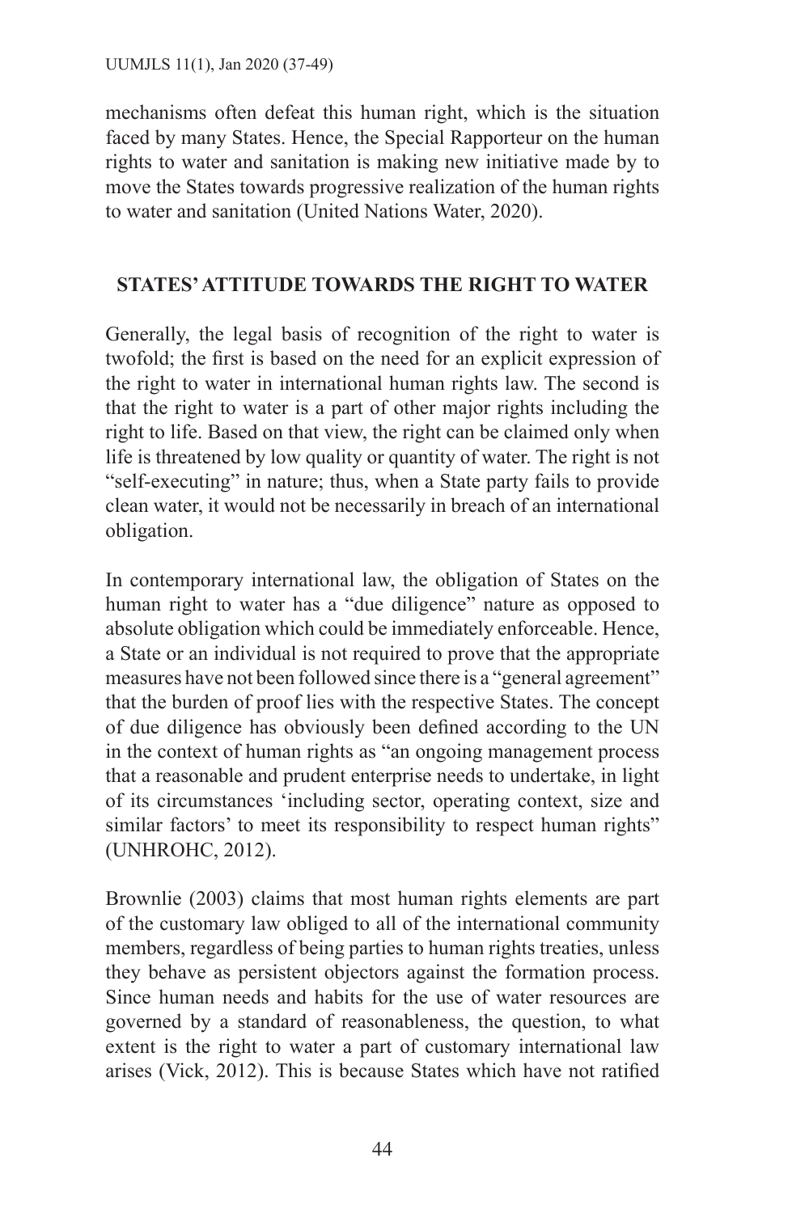mechanisms often defeat this human right, which is the situation faced by many States. Hence, the Special Rapporteur on the human rights to water and sanitation is making new initiative made by to move the States towards progressive realization of the human rights to water and sanitation (United Nations Water, 2020).

## STATES' ATTITUDE TOWARDS THE RIGHT TO WATER

Generally, the legal basis of recognition of the right to water is twofold; the first is based on the need for an explicit expression of the right to water in international human rights law. The second is that the right to water is a part of other major rights including the right to life. Based on that view, the right can be claimed only when life is threatened by low quality or quantity of water. The right is not "self-executing" in nature; thus, when a State party fails to provide clean water, it would not be necessarily in breach of an international obligation.

In contemporary international law, the obligation of States on the human right to water has a "due diligence" nature as opposed to absolute obligation which could be immediately enforceable. Hence, a State or an individual is not required to prove that the appropriate measures have not been followed since there is a "general agreement" that the burden of proof lies with the respective States. The concept of due diligence has obviously been defined according to the UN in the context of human rights as "an ongoing management process that a reasonable and prudent enterprise needs to undertake, in light of its circumstances 'including sector, operating context, size and similar factors' to meet its responsibility to respect human rights" (UNHROHC, 2012).

Brownlie (2003) claims that most human rights elements are part of the customary law obliged to all of the international community members, regardless of being parties to human rights treaties, unless they behave as persistent objectors against the formation process. Since human needs and habits for the use of water resources are governed by a standard of reasonableness, the question, to what extent is the right to water a part of customary international law arises (Vick, 2012). This is because States which have not ratified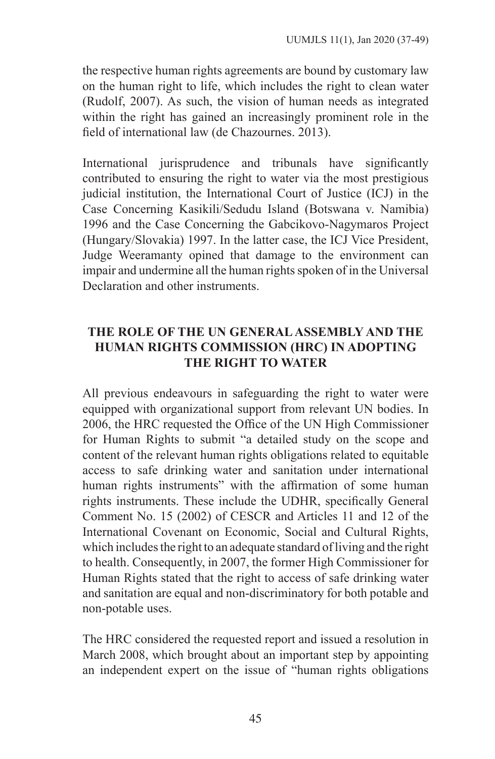the respective human rights agreements are bound by customary law on the human right to life, which includes the right to clean water (Rudolf, 2007). As such, the vision of human needs as integrated within the right has gained an increasingly prominent role in the field of international law (de Chazournes. 2013).

International jurisprudence and tribunals have significantly contributed to ensuring the right to water via the most prestigious judicial institution, the International Court of Justice (ICJ) in the Case Concerning Kasikili/Sedudu Island (Botswana v. Namibia) 1996 and the Case Concerning the Gabcikovo-Nagymaros Project (Hungary/Slovakia) 1997. In the latter case, the ICJ Vice President, Judge Weeramanty opined that damage to the environment can impair and undermine all the human rights spoken of in the Universal Declaration and other instruments.

## THE ROLE OF THE UN GENERAL ASSEMBLY AND THE HUMAN RIGHTS COMMISSION (HRC) IN ADOPTING THE RIGHT TO WATER

All previous endeavours in safeguarding the right to water were equipped with organizational support from relevant UN bodies. In 2006, the HRC requested the Office of the UN High Commissioner for Human Rights to submit "a detailed study on the scope and content of the relevant human rights obligations related to equitable access to safe drinking water and sanitation under international human rights instruments" with the affirmation of some human rights instruments. These include the UDHR, specifically General Comment No. 15 (2002) of CESCR and Articles 11 and 12 of the International Covenant on Economic, Social and Cultural Rights, which includes the right to an adequate standard of living and the right to health. Consequently, in 2007, the former High Commissioner for Human Rights stated that the right to access of safe drinking water and sanitation are equal and non-discriminatory for both potable and non-potable uses.

The HRC considered the requested report and issued a resolution in March 2008, which brought about an important step by appointing an independent expert on the issue of "human rights obligations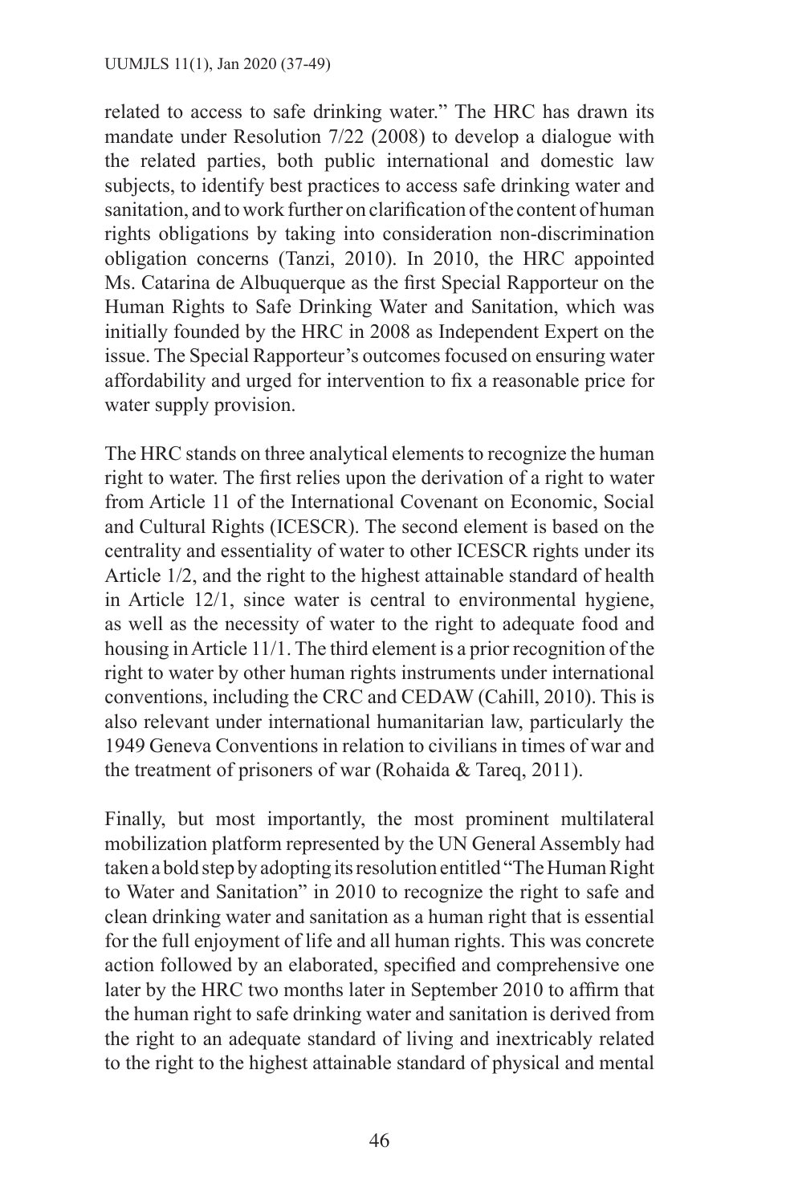related to access to safe drinking water." The HRC has drawn its mandate under Resolution 7/22 (2008) to develop a dialogue with the related parties, both public international and domestic law subjects, to identify best practices to access safe drinking water and sanitation, and to work further on clarification of the content of human rights obligations by taking into consideration non-discrimination obligation concerns (Tanzi, 2010). In 2010, the HRC appointed Ms. Catarina de Albuquerque as the first Special Rapporteur on the Human Rights to Safe Drinking Water and Sanitation, which was initially founded by the HRC in 2008 as Independent Expert on the issue. The Special Rapporteur's outcomes focused on ensuring water affordability and urged for intervention to fix a reasonable price for water supply provision.

The HRC stands on three analytical elements to recognize the human right to water. The first relies upon the derivation of a right to water from Article 11 of the International Covenant on Economic, Social and Cultural Rights (ICESCR). The second element is based on the centrality and essentiality of water to other ICESCR rights under its Article 1/2, and the right to the highest attainable standard of health in Article 12/1, since water is central to environmental hygiene, as well as the necessity of water to the right to adequate food and housing in Article 11/1. The third element is a prior recognition of the right to water by other human rights instruments under international conventions, including the CRC and CEDAW (Cahill, 2010). This is also relevant under international humanitarian law, particularly the 1949 Geneva Conventions in relation to civilians in times of war and the treatment of prisoners of war (Rohaida & Tareq, 2011).

Finally, but most importantly, the most prominent multilateral mobilization platform represented by the UN General Assembly had taken a bold step by adopting its resolution entitled "The Human Right to Water and Sanitation" in 2010 to recognize the right to safe and clean drinking water and sanitation as a human right that is essential for the full enjoyment of life and all human rights. This was concrete action followed by an elaborated, specified and comprehensive one later by the HRC two months later in September 2010 to affirm that the human right to safe drinking water and sanitation is derived from the right to an adequate standard of living and inextricably related to the right to the highest attainable standard of physical and mental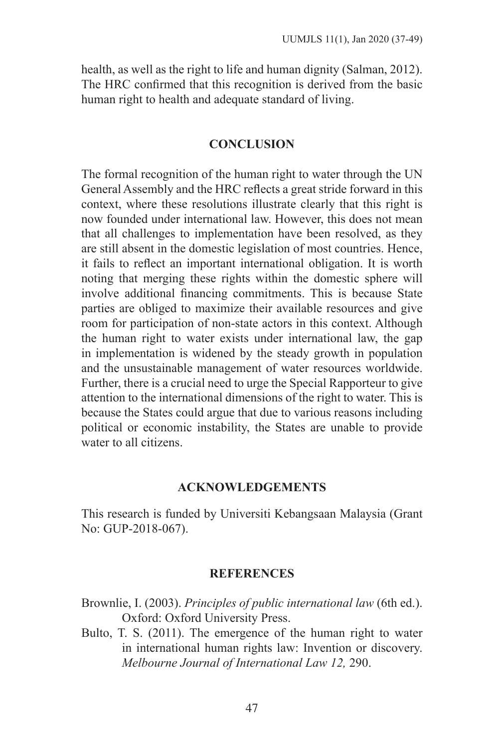health, as well as the right to life and human dignity (Salman, 2012). The HRC confirmed that this recognition is derived from the basic human right to health and adequate standard of living.

## CONCLUSION

The formal recognition of the human right to water through the UN General Assembly and the HRC reflects a great stride forward in this context, where these resolutions illustrate clearly that this right is now founded under international law. However, this does not mean that all challenges to implementation have been resolved, as they are still absent in the domestic legislation of most countries. Hence, it fails to reflect an important international obligation. It is worth noting that merging these rights within the domestic sphere will involve additional financing commitments. This is because State parties are obliged to maximize their available resources and give room for participation of non-state actors in this context. Although the human right to water exists under international law, the gap in implementation is widened by the steady growth in population and the unsustainable management of water resources worldwide. Further, there is a crucial need to urge the Special Rapporteur to give attention to the international dimensions of the right to water. This is because the States could argue that due to various reasons including political or economic instability, the States are unable to provide water to all citizens.

## ACKNOWLEDGEMENTS

This research is funded by Universiti Kebangsaan Malaysia (Grant No: GUP-2018-067).

## REFERENCES

Brownlie, I. (2003). *Principles of public international law* (6th ed.). Oxford: Oxford University Press.

Bulto, T. S. (2011). The emergence of the human right to water in international human rights law: Invention or discovery. *Melbourne Journal of International Law 12,* 290.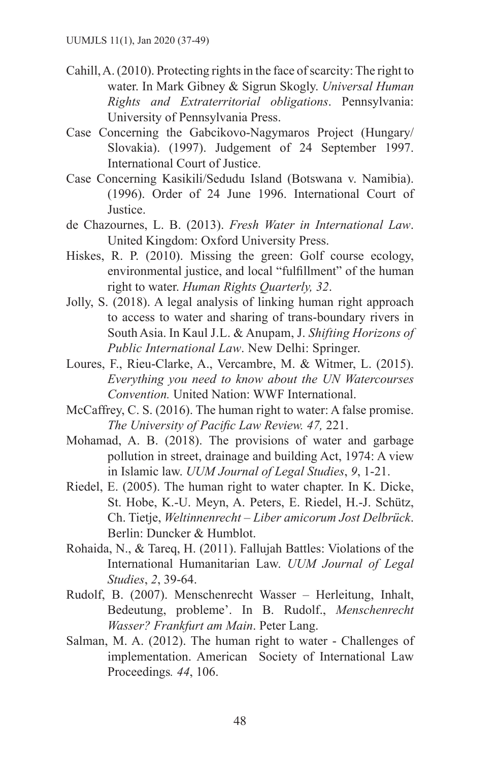Cahill, A. (2010). Protecting rights in the face of scarcity: The right to water. In Mark Gibney & Sigrun Skogly. *Universal Human Rights and Extraterritorial obligations*. Pennsylvania: University of Pennsylvania Press.

Case Concerning the Gabcikovo-Nagymaros Project (Hungary/ Slovakia). (1997). Judgement of 24 September 1997. International Court of Justice.

Case Concerning Kasikili/Sedudu Island (Botswana v. Namibia). (1996). Order of 24 June 1996. International Court of Justice.

de Chazournes, L. B. (2013). *Fresh Water in International Law*. United Kingdom: Oxford University Press.

Hiskes, R. P. (2010). Missing the green: Golf course ecology, environmental justice, and local "fulfillment" of the human right to water. *Human Rights Quarterly, 32*.

Jolly, S. (2018). A legal analysis of linking human right approach to access to water and sharing of trans-boundary rivers in South Asia. In Kaul J.L. & Anupam, J. *Shifting Horizons of Public International Law*. New Delhi: Springer.

Loures, F., Rieu-Clarke, A., Vercambre, M. & Witmer, L. (2015). *Everything you need to know about the UN Watercourses Convention.* United Nation: WWF International.

McCaffrey, C. S. (2016). The human right to water: A false promise. *The University of Pacific Law Review. 47,* 221.

Mohamad, A. B. (2018). The provisions of water and garbage pollution in street, drainage and building Act, 1974: A view in Islamic law. *UUM Journal of Legal Studies*, *9*, 1-21.

Riedel, E. (2005). The human right to water chapter. In K. Dicke, St. Hobe, K.-U. Meyn, A. Peters, E. Riedel, H.-J. Schütz, Ch. Tietje, *Weltinnenrecht – Liber amicorum Jost Delbrück*. Berlin: Duncker & Humblot.

Rohaida, N., & Tareq, H. (2011). Fallujah Battles: Violations of the International Humanitarian Law. *UUM Journal of Legal Studies*, *2*, 39-64.

Rudolf, B. (2007). Menschenrecht Wasser – Herleitung, Inhalt, Bedeutung, probleme'. In B. Rudolf., *Menschenrecht Wasser? Frankfurt am Main*. Peter Lang.

Salman, M. A. (2012). The human right to water - Challenges of implementation. American Society of International Law Proceedings*. 44*, 106.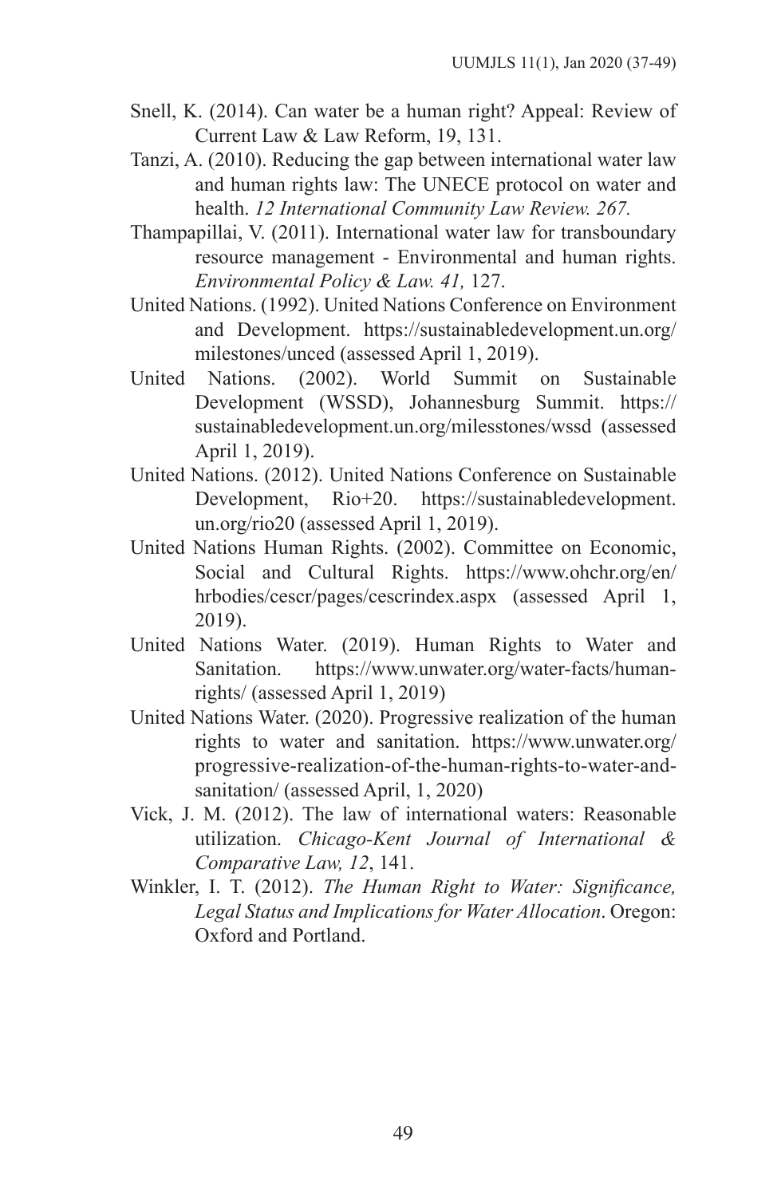Snell, K. (2014). Can water be a human right? Appeal: Review of Current Law & Law Reform, 19, 131.

Tanzi, A. (2010). Reducing the gap between international water law and human rights law: The UNECE protocol on water and health. *12 International Community Law Review. 267.*

Thampapillai, V. (2011). International water law for transboundary resource management - Environmental and human rights. *Environmental Policy & Law. 41,* 127.

United Nations. (1992). United Nations Conference on Environment and Development. https://sustainabledevelopment.un.org/milestones/unced (assessed April 1, 2019).

United Nations. (2002). World Summit on Sustainable Development (WSSD), Johannesburg Summit. https://sustainabledevelopment.un.org/milesstones/wssd (assessed April 1, 2019).

United Nations. (2012). United Nations Conference on Sustainable Development, Rio+20. https://sustainabledevelopment.un.org/rio20 (assessed April 1, 2019).

United Nations Human Rights. (2002). Committee on Economic, Social and Cultural Rights. https://www.ohchr.org/en/hrbodies/cescr/pages/cescrindex.aspx (assessed April 1, 2019).

United Nations Water. (2019). Human Rights to Water and Sanitation. https://www.unwater.org/water-facts/human-rights/ (assessed April 1, 2019)

United Nations Water. (2020). Progressive realization of the human rights to water and sanitation. https://www.unwater.org/progressive-realization-of-the-human-rights-to-water-and-sanitation/ (assessed April, 1, 2020)

Vick, J. M. (2012). The law of international waters: Reasonable utilization. *Chicago-Kent Journal of International & Comparative Law, 12*, 141.

Winkler, I. T. (2012). *The Human Right to Water: Significance, Legal Status and Implications for Water Allocation*. Oregon: Oxford and Portland.